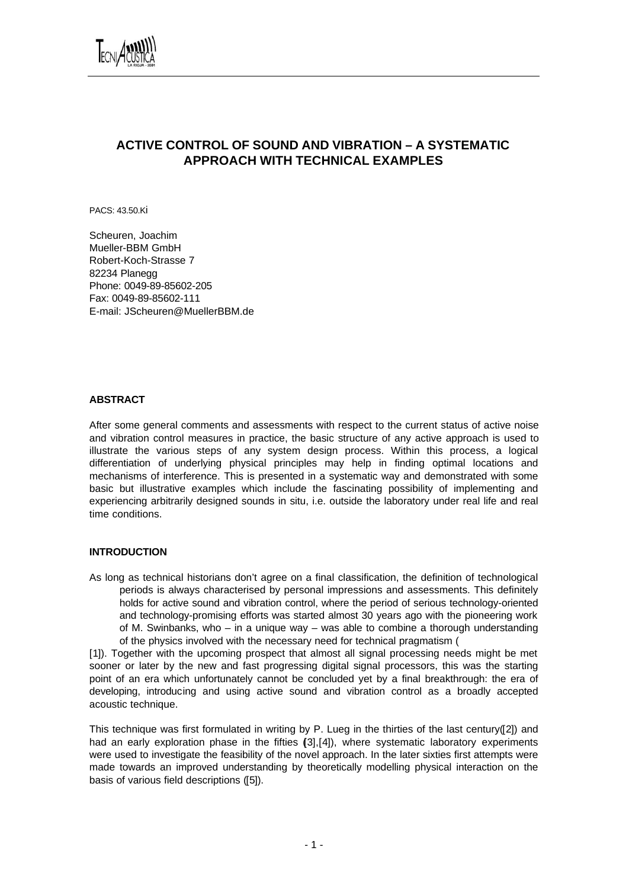# ACTIVE CONTROL OF SOUND AND VIBRATION – A SYSTEMATIC APPROACH WITH TECHNICAL EXAMPLES

PACS: 43.50.Ki

Scheuren, Joachim
Mueller-BBM GmbH
Robert-Koch-Strasse 7
82234 Planegg
Phone: 0049-89-85602-205
Fax: 0049-89-85602-111
E-mail: JScheuren@MuellerBBM.de

## ABSTRACT

After some general comments and assessments with respect to the current status of active noise and vibration control measures in practice, the basic structure of any active approach is used to illustrate the various steps of any system design process. Within this process, a logical differentiation of underlying physical principles may help in finding optimal locations and mechanisms of interference. This is presented in a systematic way and demonstrated with some basic but illustrative examples which include the fascinating possibility of implementing and experiencing arbitrarily designed sounds in situ, i.e. outside the laboratory under real life and real time conditions.

## INTRODUCTION

As long as technical historians don't agree on a final classification, the definition of technological periods is always characterised by personal impressions and assessments. This definitely holds for active sound and vibration control, where the period of serious technology-oriented and technology-promising efforts was started almost 30 years ago with the pioneering work of M. Swinbanks, who – in a unique way – was able to combine a thorough understanding of the physics involved with the necessary need for technical pragmatism ([1]). Together with the upcoming prospect that almost all signal processing needs might be met sooner or later by the new and fast progressing digital signal processors, this was the starting point of an era which unfortunately cannot be concluded yet by a final breakthrough: the era of developing, introducing and using active sound and vibration control as a broadly accepted acoustic technique.

This technique was first formulated in writing by P. Lueg in the thirties of the last century([2]) and had an early exploration phase in the fifties ([3],[4]), where systematic laboratory experiments were used to investigate the feasibility of the novel approach. In the later sixties first attempts were made towards an improved understanding by theoretically modelling physical interaction on the basis of various field descriptions ([5]).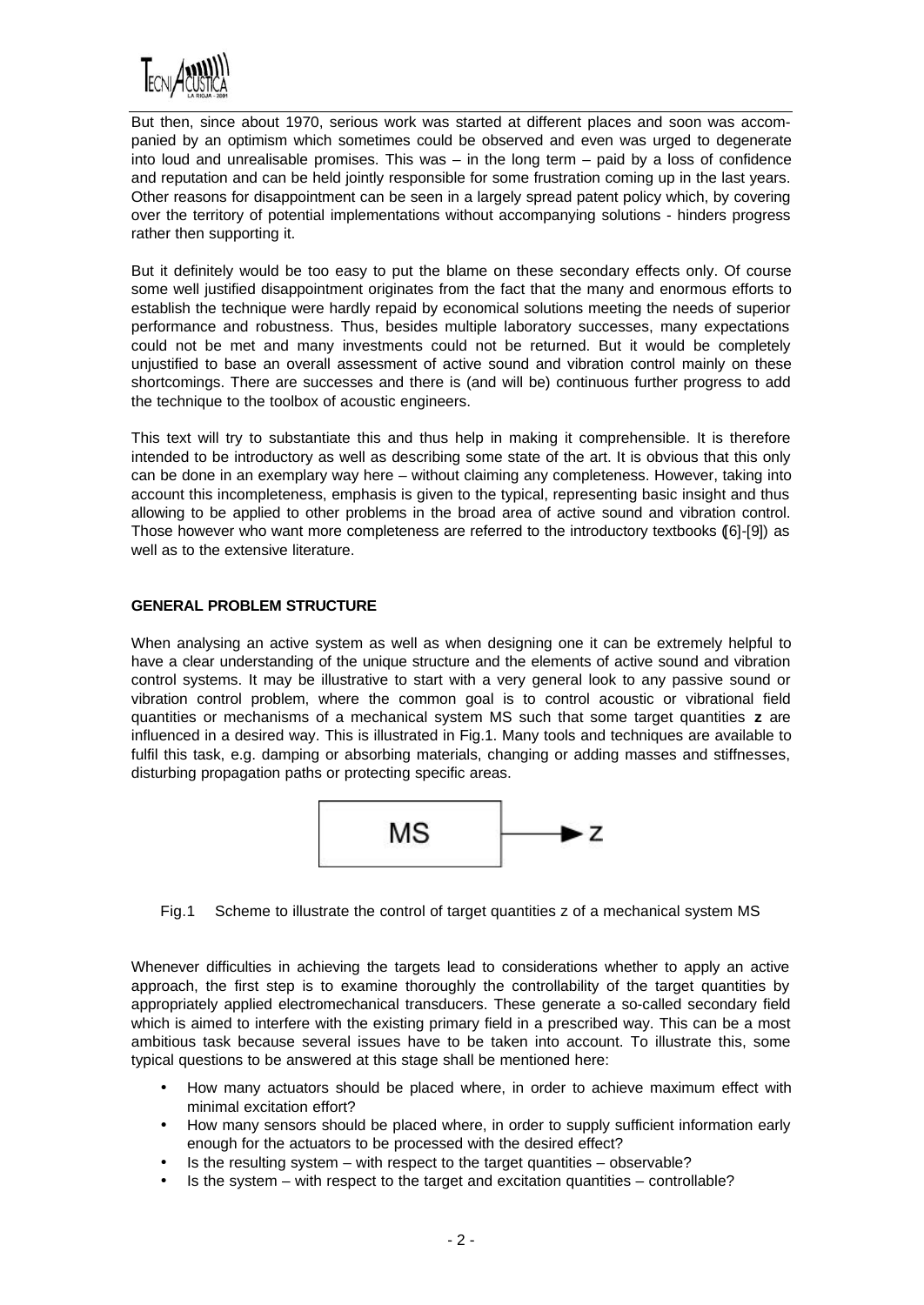But then, since about 1970, serious work was started at different places and soon was accompanied by an optimism which sometimes could be observed and even was urged to degenerate into loud and unrealisable promises. This was – in the long term – paid by a loss of confidence and reputation and can be held jointly responsible for some frustration coming up in the last years. Other reasons for disappointment can be seen in a largely spread patent policy which, by covering over the territory of potential implementations without accompanying solutions - hinders progress rather then supporting it.

But it definitely would be too easy to put the blame on these secondary effects only. Of course some well justified disappointment originates from the fact that the many and enormous efforts to establish the technique were hardly repaid by economical solutions meeting the needs of superior performance and robustness. Thus, besides multiple laboratory successes, many expectations could not be met and many investments could not be returned. But it would be completely unjustified to base an overall assessment of active sound and vibration control mainly on these shortcomings. There are successes and there is (and will be) continuous further progress to add the technique to the toolbox of acoustic engineers.

This text will try to substantiate this and thus help in making it comprehensible. It is therefore intended to be introductory as well as describing some state of the art. It is obvious that this only can be done in an exemplary way here – without claiming any completeness. However, taking into account this incompleteness, emphasis is given to the typical, representing basic insight and thus allowing to be applied to other problems in the broad area of active sound and vibration control. Those however who want more completeness are referred to the introductory textbooks ([6]-[9]) as well as to the extensive literature.

## GENERAL PROBLEM STRUCTURE

When analysing an active system as well as when designing one it can be extremely helpful to have a clear understanding of the unique structure and the elements of active sound and vibration control systems. It may be illustrative to start with a very general look to any passive sound or vibration control problem, where the common goal is to control acoustic or vibrational field quantities or mechanisms of a mechanical system MS such that some target quantities **z** are influenced in a desired way. This is illustrated in Fig.1. Many tools and techniques are available to fulfil this task, e.g. damping or absorbing materials, changing or adding masses and stiffnesses, disturbing propagation paths or protecting specific areas.

MS → z

Fig.1 Scheme to illustrate the control of target quantities z of a mechanical system MS

Whenever difficulties in achieving the targets lead to considerations whether to apply an active approach, the first step is to examine thoroughly the controllability of the target quantities by appropriately applied electromechanical transducers. These generate a so-called secondary field which is aimed to interfere with the existing primary field in a prescribed way. This can be a most ambitious task because several issues have to be taken into account. To illustrate this, some typical questions to be answered at this stage shall be mentioned here:

- How many actuators should be placed where, in order to achieve maximum effect with minimal excitation effort?
- How many sensors should be placed where, in order to supply sufficient information early enough for the actuators to be processed with the desired effect?
- Is the resulting system – with respect to the target quantities – observable?
- Is the system – with respect to the target and excitation quantities – controllable?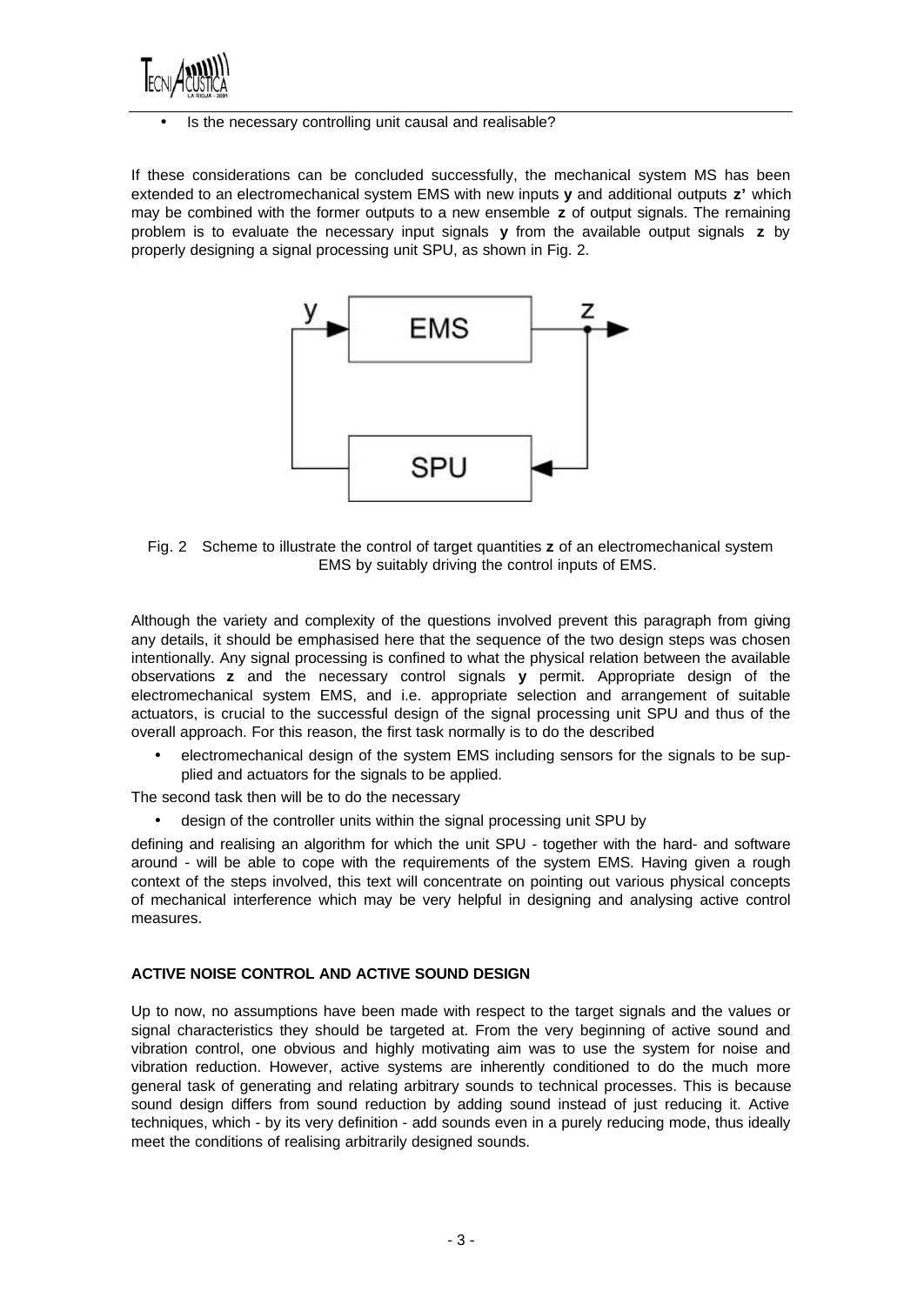- Is the necessary controlling unit causal and realisable?

If these considerations can be concluded successfully, the mechanical system MS has been extended to an electromechanical system EMS with new inputs **y** and additional outputs **z'** which may be combined with the former outputs to a new ensemble **z** of output signals. The remaining problem is to evaluate the necessary input signals **y** from the available output signals **z** by properly designing a signal processing unit SPU, as shown in Fig. 2.

Fig. 2 Scheme to illustrate the control of target quantities **z** of an electromechanical system EMS by suitably driving the control inputs of EMS.

Although the variety and complexity of the questions involved prevent this paragraph from giving any details, it should be emphasised here that the sequence of the two design steps was chosen intentionally. Any signal processing is confined to what the physical relation between the available observations **z** and the necessary control signals **y** permit. Appropriate design of the electromechanical system EMS, and i.e. appropriate selection and arrangement of suitable actuators, is crucial to the successful design of the signal processing unit SPU and thus of the overall approach. For this reason, the first task normally is to do the described

- electromechanical design of the system EMS including sensors for the signals to be supplied and actuators for the signals to be applied.

The second task then will be to do the necessary

- design of the controller units within the signal processing unit SPU by

defining and realising an algorithm for which the unit SPU - together with the hard- and software around - will be able to cope with the requirements of the system EMS. Having given a rough context of the steps involved, this text will concentrate on pointing out various physical concepts of mechanical interference which may be very helpful in designing and analysing active control measures.

## ACTIVE NOISE CONTROL AND ACTIVE SOUND DESIGN

Up to now, no assumptions have been made with respect to the target signals and the values or signal characteristics they should be targeted at. From the very beginning of active sound and vibration control, one obvious and highly motivating aim was to use the system for noise and vibration reduction. However, active systems are inherently conditioned to do the much more general task of generating and relating arbitrary sounds to technical processes. This is because sound design differs from sound reduction by adding sound instead of just reducing it. Active techniques, which - by its very definition - add sounds even in a purely reducing mode, thus ideally meet the conditions of realising arbitrarily designed sounds.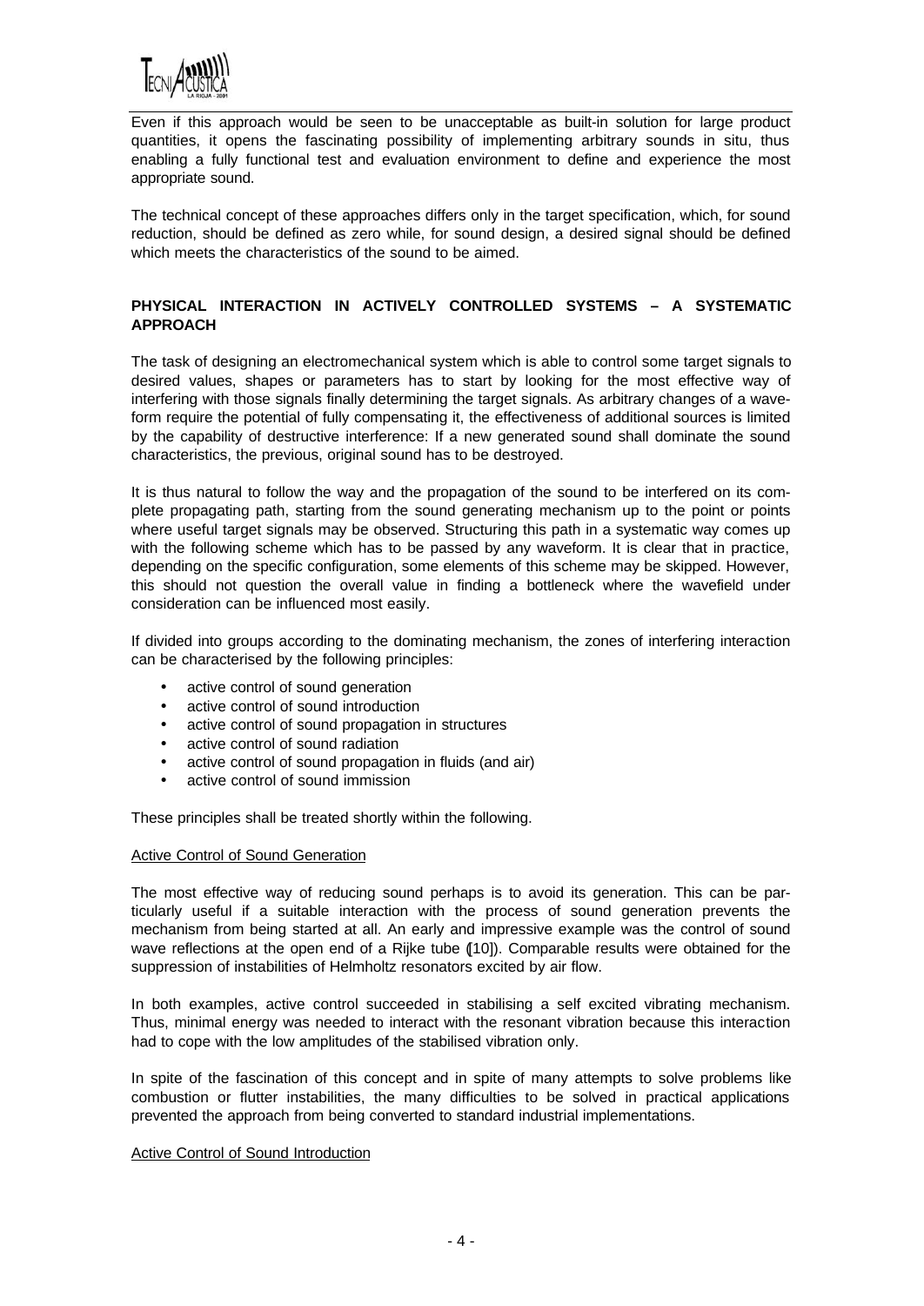Even if this approach would be seen to be unacceptable as built-in solution for large product quantities, it opens the fascinating possibility of implementing arbitrary sounds in situ, thus enabling a fully functional test and evaluation environment to define and experience the most appropriate sound.

The technical concept of these approaches differs only in the target specification, which, for sound reduction, should be defined as zero while, for sound design, a desired signal should be defined which meets the characteristics of the sound to be aimed.

## PHYSICAL INTERACTION IN ACTIVELY CONTROLLED SYSTEMS – A SYSTEMATIC APPROACH

The task of designing an electromechanical system which is able to control some target signals to desired values, shapes or parameters has to start by looking for the most effective way of interfering with those signals finally determining the target signals. As arbitrary changes of a waveform require the potential of fully compensating it, the effectiveness of additional sources is limited by the capability of destructive interference: If a new generated sound shall dominate the sound characteristics, the previous, original sound has to be destroyed.

It is thus natural to follow the way and the propagation of the sound to be interfered on its complete propagating path, starting from the sound generating mechanism up to the point or points where useful target signals may be observed. Structuring this path in a systematic way comes up with the following scheme which has to be passed by any waveform. It is clear that in practice, depending on the specific configuration, some elements of this scheme may be skipped. However, this should not question the overall value in finding a bottleneck where the wavefield under consideration can be influenced most easily.

If divided into groups according to the dominating mechanism, the zones of interfering interaction can be characterised by the following principles:

- active control of sound generation
- active control of sound introduction
- active control of sound propagation in structures
- active control of sound radiation
- active control of sound propagation in fluids (and air)
- active control of sound immission

These principles shall be treated shortly within the following.

### Active Control of Sound Generation

The most effective way of reducing sound perhaps is to avoid its generation. This can be particularly useful if a suitable interaction with the process of sound generation prevents the mechanism from being started at all. An early and impressive example was the control of sound wave reflections at the open end of a Rijke tube ([10]). Comparable results were obtained for the suppression of instabilities of Helmholtz resonators excited by air flow.

In both examples, active control succeeded in stabilising a self excited vibrating mechanism. Thus, minimal energy was needed to interact with the resonant vibration because this interaction had to cope with the low amplitudes of the stabilised vibration only.

In spite of the fascination of this concept and in spite of many attempts to solve problems like combustion or flutter instabilities, the many difficulties to be solved in practical applications prevented the approach from being converted to standard industrial implementations.

### Active Control of Sound Introduction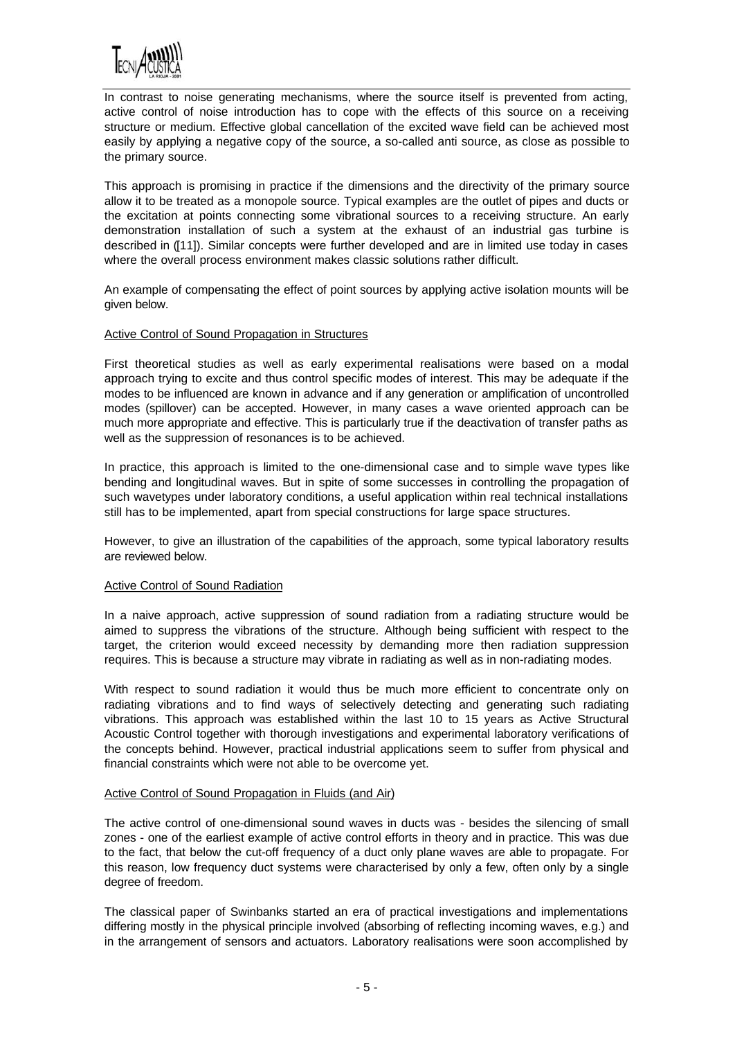In contrast to noise generating mechanisms, where the source itself is prevented from acting, active control of noise introduction has to cope with the effects of this source on a receiving structure or medium. Effective global cancellation of the excited wave field can be achieved most easily by applying a negative copy of the source, a so-called anti source, as close as possible to the primary source.

This approach is promising in practice if the dimensions and the directivity of the primary source allow it to be treated as a monopole source. Typical examples are the outlet of pipes and ducts or the excitation at points connecting some vibrational sources to a receiving structure. An early demonstration installation of such a system at the exhaust of an industrial gas turbine is described in ([11]). Similar concepts were further developed and are in limited use today in cases where the overall process environment makes classic solutions rather difficult.

An example of compensating the effect of point sources by applying active isolation mounts will be given below.

## Active Control of Sound Propagation in Structures

First theoretical studies as well as early experimental realisations were based on a modal approach trying to excite and thus control specific modes of interest. This may be adequate if the modes to be influenced are known in advance and if any generation or amplification of uncontrolled modes (spillover) can be accepted. However, in many cases a wave oriented approach can be much more appropriate and effective. This is particularly true if the deactivation of transfer paths as well as the suppression of resonances is to be achieved.

In practice, this approach is limited to the one-dimensional case and to simple wave types like bending and longitudinal waves. But in spite of some successes in controlling the propagation of such wavetypes under laboratory conditions, a useful application within real technical installations still has to be implemented, apart from special constructions for large space structures.

However, to give an illustration of the capabilities of the approach, some typical laboratory results are reviewed below.

## Active Control of Sound Radiation

In a naive approach, active suppression of sound radiation from a radiating structure would be aimed to suppress the vibrations of the structure. Although being sufficient with respect to the target, the criterion would exceed necessity by demanding more then radiation suppression requires. This is because a structure may vibrate in radiating as well as in non-radiating modes.

With respect to sound radiation it would thus be much more efficient to concentrate only on radiating vibrations and to find ways of selectively detecting and generating such radiating vibrations. This approach was established within the last 10 to 15 years as Active Structural Acoustic Control together with thorough investigations and experimental laboratory verifications of the concepts behind. However, practical industrial applications seem to suffer from physical and financial constraints which were not able to be overcome yet.

## Active Control of Sound Propagation in Fluids (and Air)

The active control of one-dimensional sound waves in ducts was - besides the silencing of small zones - one of the earliest example of active control efforts in theory and in practice. This was due to the fact, that below the cut-off frequency of a duct only plane waves are able to propagate. For this reason, low frequency duct systems were characterised by only a few, often only by a single degree of freedom.

The classical paper of Swinbanks started an era of practical investigations and implementations differing mostly in the physical principle involved (absorbing of reflecting incoming waves, e.g.) and in the arrangement of sensors and actuators. Laboratory realisations were soon accomplished by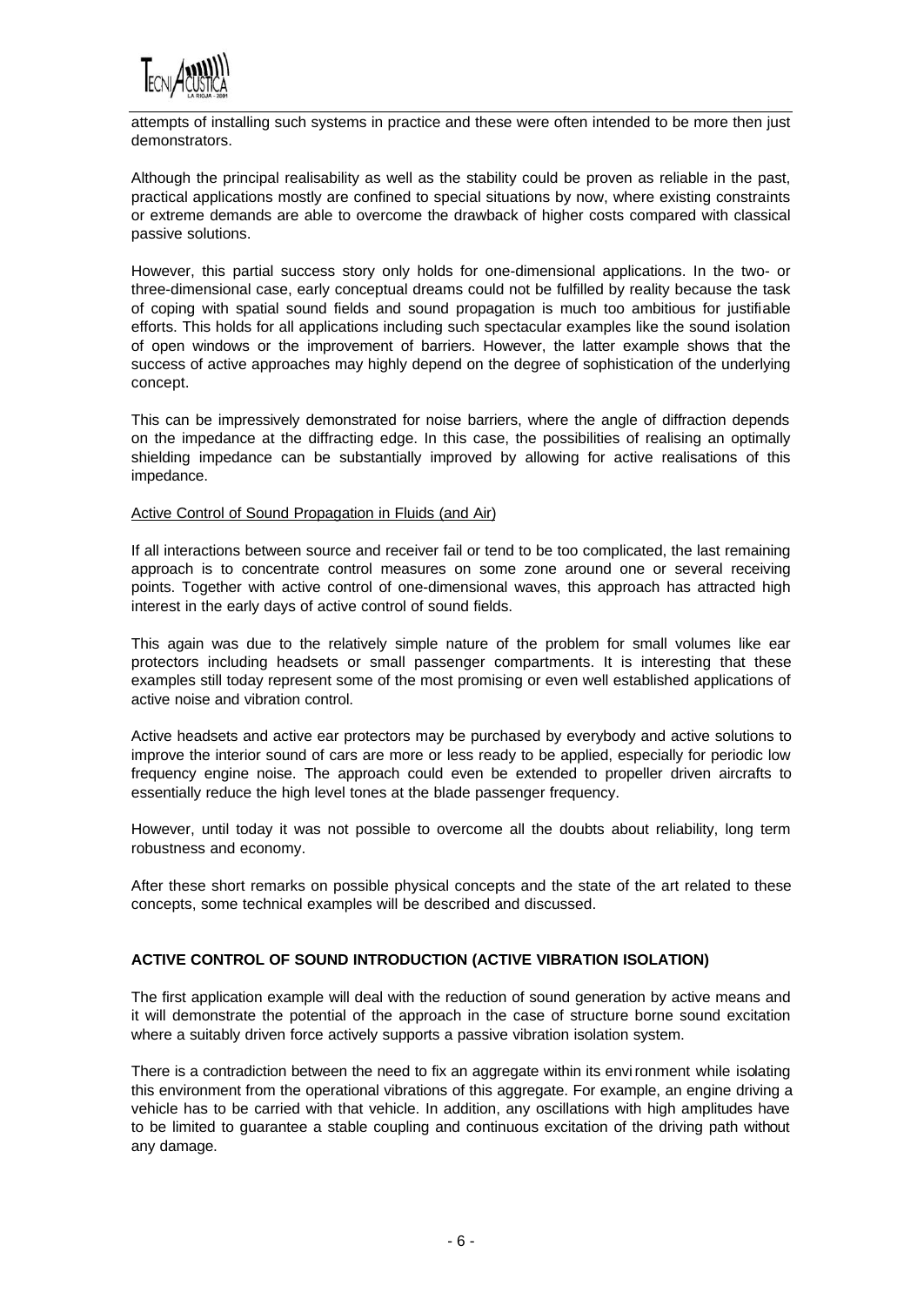attempts of installing such systems in practice and these were often intended to be more then just demonstrators.

Although the principal realisability as well as the stability could be proven as reliable in the past, practical applications mostly are confined to special situations by now, where existing constraints or extreme demands are able to overcome the drawback of higher costs compared with classical passive solutions.

However, this partial success story only holds for one-dimensional applications. In the two- or three-dimensional case, early conceptual dreams could not be fulfilled by reality because the task of coping with spatial sound fields and sound propagation is much too ambitious for justifiable efforts. This holds for all applications including such spectacular examples like the sound isolation of open windows or the improvement of barriers. However, the latter example shows that the success of active approaches may highly depend on the degree of sophistication of the underlying concept.

This can be impressively demonstrated for noise barriers, where the angle of diffraction depends on the impedance at the diffracting edge. In this case, the possibilities of realising an optimally shielding impedance can be substantially improved by allowing for active realisations of this impedance.

Active Control of Sound Propagation in Fluids (and Air)

If all interactions between source and receiver fail or tend to be too complicated, the last remaining approach is to concentrate control measures on some zone around one or several receiving points. Together with active control of one-dimensional waves, this approach has attracted high interest in the early days of active control of sound fields.

This again was due to the relatively simple nature of the problem for small volumes like ear protectors including headsets or small passenger compartments. It is interesting that these examples still today represent some of the most promising or even well established applications of active noise and vibration control.

Active headsets and active ear protectors may be purchased by everybody and active solutions to improve the interior sound of cars are more or less ready to be applied, especially for periodic low frequency engine noise. The approach could even be extended to propeller driven aircrafts to essentially reduce the high level tones at the blade passenger frequency.

However, until today it was not possible to overcome all the doubts about reliability, long term robustness and economy.

After these short remarks on possible physical concepts and the state of the art related to these concepts, some technical examples will be described and discussed.

## ACTIVE CONTROL OF SOUND INTRODUCTION (ACTIVE VIBRATION ISOLATION)

The first application example will deal with the reduction of sound generation by active means and it will demonstrate the potential of the approach in the case of structure borne sound excitation where a suitably driven force actively supports a passive vibration isolation system.

There is a contradiction between the need to fix an aggregate within its environment while isolating this environment from the operational vibrations of this aggregate. For example, an engine driving a vehicle has to be carried with that vehicle. In addition, any oscillations with high amplitudes have to be limited to guarantee a stable coupling and continuous excitation of the driving path without any damage.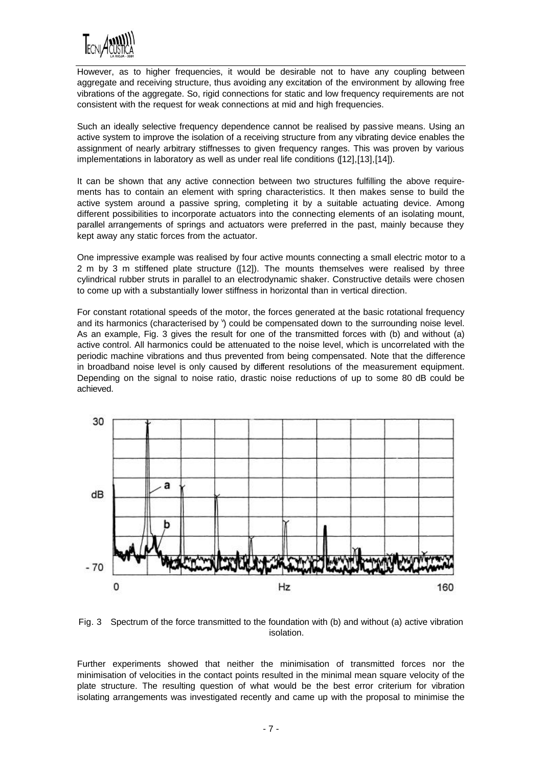However, as to higher frequencies, it would be desirable not to have any coupling between aggregate and receiving structure, thus avoiding any excitation of the environment by allowing free vibrations of the aggregate. So, rigid connections for static and low frequency requirements are not consistent with the request for weak connections at mid and high frequencies.

Such an ideally selective frequency dependence cannot be realised by passive means. Using an active system to improve the isolation of a receiving structure from any vibrating device enables the assignment of nearly arbitrary stiffnesses to given frequency ranges. This was proven by various implementations in laboratory as well as under real life conditions ([12],[13],[14]).

It can be shown that any active connection between two structures fulfilling the above requirements has to contain an element with spring characteristics. It then makes sense to build the active system around a passive spring, completing it by a suitable actuating device. Among different possibilities to incorporate actuators into the connecting elements of an isolating mount, parallel arrangements of springs and actuators were preferred in the past, mainly because they kept away any static forces from the actuator.

One impressive example was realised by four active mounts connecting a small electric motor to a 2 m by 3 m stiffened plate structure ([12]). The mounts themselves were realised by three cylindrical rubber struts in parallel to an electrodynamic shaker. Constructive details were chosen to come up with a substantially lower stiffness in horizontal than in vertical direction.

For constant rotational speeds of the motor, the forces generated at the basic rotational frequency and its harmonics (characterised by ˅) could be compensated down to the surrounding noise level. As an example, Fig. 3 gives the result for one of the transmitted forces with (b) and without (a) active control. All harmonics could be attenuated to the noise level, which is uncorrelated with the periodic machine vibrations and thus prevented from being compensated. Note that the difference in broadband noise level is only caused by different resolutions of the measurement equipment. Depending on the signal to noise ratio, drastic noise reductions of up to some 80 dB could be achieved.

Fig. 3 Spectrum of the force transmitted to the foundation with (b) and without (a) active vibration isolation.

Further experiments showed that neither the minimisation of transmitted forces nor the minimisation of velocities in the contact points resulted in the minimal mean square velocity of the plate structure. The resulting question of what would be the best error criterium for vibration isolating arrangements was investigated recently and came up with the proposal to minimise the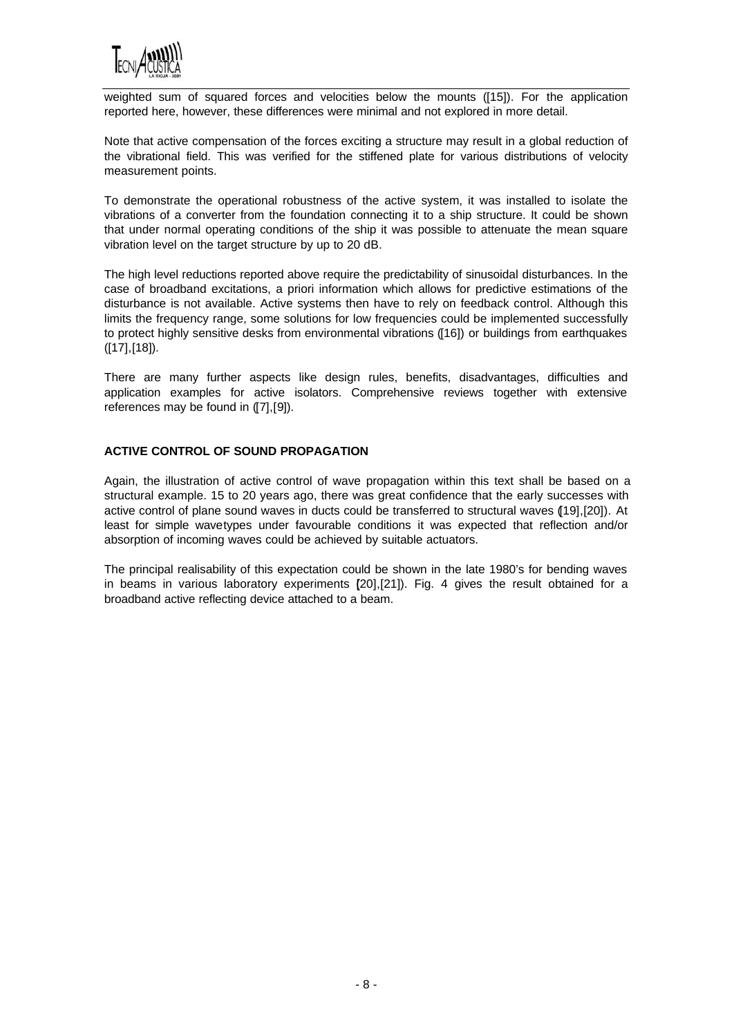weighted sum of squared forces and velocities below the mounts ([15]). For the application reported here, however, these differences were minimal and not explored in more detail.

Note that active compensation of the forces exciting a structure may result in a global reduction of the vibrational field. This was verified for the stiffened plate for various distributions of velocity measurement points.

To demonstrate the operational robustness of the active system, it was installed to isolate the vibrations of a converter from the foundation connecting it to a ship structure. It could be shown that under normal operating conditions of the ship it was possible to attenuate the mean square vibration level on the target structure by up to 20 dB.

The high level reductions reported above require the predictability of sinusoidal disturbances. In the case of broadband excitations, a priori information which allows for predictive estimations of the disturbance is not available. Active systems then have to rely on feedback control. Although this limits the frequency range, some solutions for low frequencies could be implemented successfully to protect highly sensitive desks from environmental vibrations ([16]) or buildings from earthquakes ([17],[18]).

There are many further aspects like design rules, benefits, disadvantages, difficulties and application examples for active isolators. Comprehensive reviews together with extensive references may be found in ([7],[9]).

## ACTIVE CONTROL OF SOUND PROPAGATION

Again, the illustration of active control of wave propagation within this text shall be based on a structural example. 15 to 20 years ago, there was great confidence that the early successes with active control of plane sound waves in ducts could be transferred to structural waves ([19],[20]). At least for simple wavetypes under favourable conditions it was expected that reflection and/or absorption of incoming waves could be achieved by suitable actuators.

The principal realisability of this expectation could be shown in the late 1980's for bending waves in beams in various laboratory experiments ([20],[21]). Fig. 4 gives the result obtained for a broadband active reflecting device attached to a beam.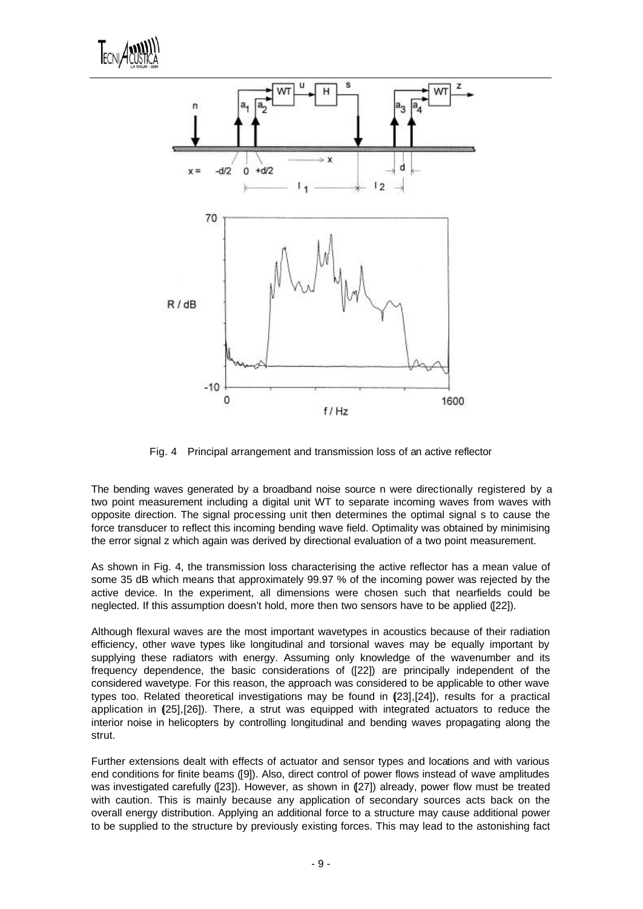Fig. 4 Principal arrangement and transmission loss of an active reflector

The bending waves generated by a broadband noise source n were directionally registered by a two point measurement including a digital unit WT to separate incoming waves from waves with opposite direction. The signal processing unit then determines the optimal signal s to cause the force transducer to reflect this incoming bending wave field. Optimality was obtained by minimising the error signal z which again was derived by directional evaluation of a two point measurement.

As shown in Fig. 4, the transmission loss characterising the active reflector has a mean value of some 35 dB which means that approximately 99.97 % of the incoming power was rejected by the active device. In the experiment, all dimensions were chosen such that nearfields could be neglected. If this assumption doesn't hold, more then two sensors have to be applied ([22]).

Although flexural waves are the most important wavetypes in acoustics because of their radiation efficiency, other wave types like longitudinal and torsional waves may be equally important by supplying these radiators with energy. Assuming only knowledge of the wavenumber and its frequency dependence, the basic considerations of ([22]) are principally independent of the considered wavetype. For this reason, the approach was considered to be applicable to other wave types too. Related theoretical investigations may be found in ([23],[24]), results for a practical application in ([25],[26]). There, a strut was equipped with integrated actuators to reduce the interior noise in helicopters by controlling longitudinal and bending waves propagating along the strut.

Further extensions dealt with effects of actuator and sensor types and locations and with various end conditions for finite beams ([9]). Also, direct control of power flows instead of wave amplitudes was investigated carefully ([23]). However, as shown in ([27]) already, power flow must be treated with caution. This is mainly because any application of secondary sources acts back on the overall energy distribution. Applying an additional force to a structure may cause additional power to be supplied to the structure by previously existing forces. This may lead to the astonishing fact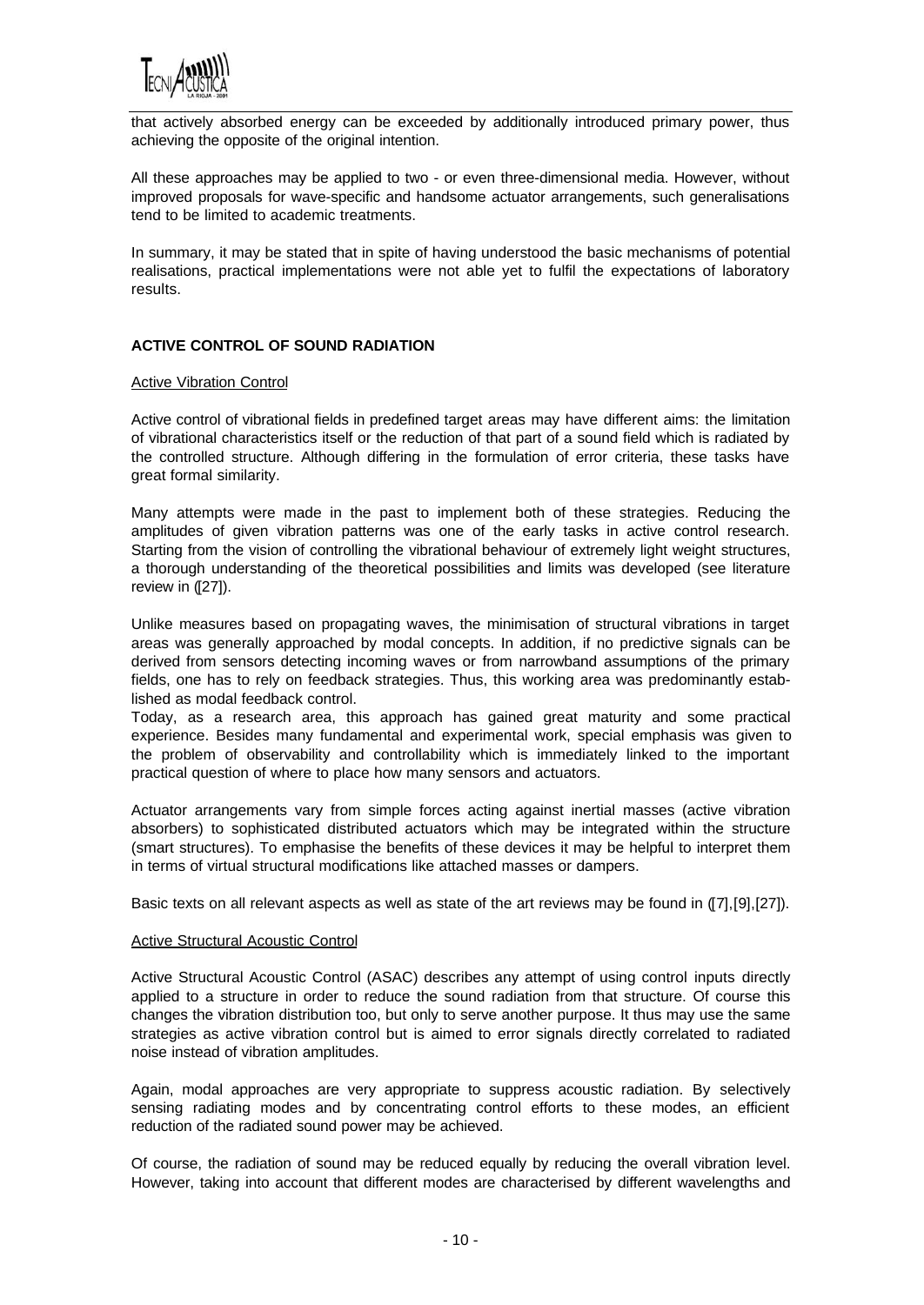that actively absorbed energy can be exceeded by additionally introduced primary power, thus achieving the opposite of the original intention.

All these approaches may be applied to two - or even three-dimensional media. However, without improved proposals for wave-specific and handsome actuator arrangements, such generalisations tend to be limited to academic treatments.

In summary, it may be stated that in spite of having understood the basic mechanisms of potential realisations, practical implementations were not able yet to fulfil the expectations of laboratory results.

## ACTIVE CONTROL OF SOUND RADIATION

### Active Vibration Control

Active control of vibrational fields in predefined target areas may have different aims: the limitation of vibrational characteristics itself or the reduction of that part of a sound field which is radiated by the controlled structure. Although differing in the formulation of error criteria, these tasks have great formal similarity.

Many attempts were made in the past to implement both of these strategies. Reducing the amplitudes of given vibration patterns was one of the early tasks in active control research. Starting from the vision of controlling the vibrational behaviour of extremely light weight structures, a thorough understanding of the theoretical possibilities and limits was developed (see literature review in ([27]).

Unlike measures based on propagating waves, the minimisation of structural vibrations in target areas was generally approached by modal concepts. In addition, if no predictive signals can be derived from sensors detecting incoming waves or from narrowband assumptions of the primary fields, one has to rely on feedback strategies. Thus, this working area was predominantly established as modal feedback control.

Today, as a research area, this approach has gained great maturity and some practical experience. Besides many fundamental and experimental work, special emphasis was given to the problem of observability and controllability which is immediately linked to the important practical question of where to place how many sensors and actuators.

Actuator arrangements vary from simple forces acting against inertial masses (active vibration absorbers) to sophisticated distributed actuators which may be integrated within the structure (smart structures). To emphasise the benefits of these devices it may be helpful to interpret them in terms of virtual structural modifications like attached masses or dampers.

Basic texts on all relevant aspects as well as state of the art reviews may be found in ([7],[9],[27]).

### Active Structural Acoustic Control

Active Structural Acoustic Control (ASAC) describes any attempt of using control inputs directly applied to a structure in order to reduce the sound radiation from that structure. Of course this changes the vibration distribution too, but only to serve another purpose. It thus may use the same strategies as active vibration control but is aimed to error signals directly correlated to radiated noise instead of vibration amplitudes.

Again, modal approaches are very appropriate to suppress acoustic radiation. By selectively sensing radiating modes and by concentrating control efforts to these modes, an efficient reduction of the radiated sound power may be achieved.

Of course, the radiation of sound may be reduced equally by reducing the overall vibration level. However, taking into account that different modes are characterised by different wavelengths and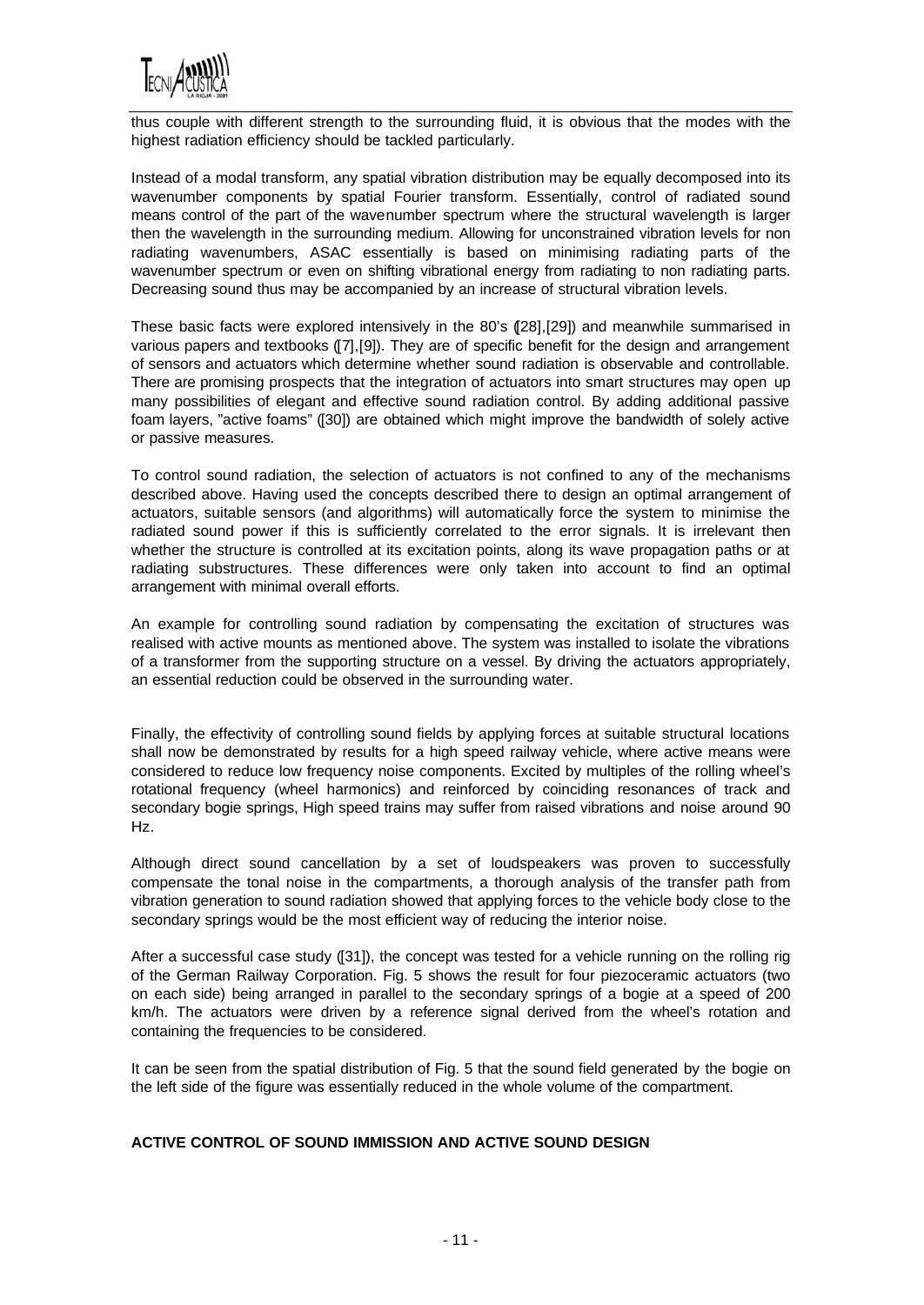thus couple with different strength to the surrounding fluid, it is obvious that the modes with the highest radiation efficiency should be tackled particularly.

Instead of a modal transform, any spatial vibration distribution may be equally decomposed into its wavenumber components by spatial Fourier transform. Essentially, control of radiated sound means control of the part of the wavenumber spectrum where the structural wavelength is larger then the wavelength in the surrounding medium. Allowing for unconstrained vibration levels for non radiating wavenumbers, ASAC essentially is based on minimising radiating parts of the wavenumber spectrum or even on shifting vibrational energy from radiating to non radiating parts. Decreasing sound thus may be accompanied by an increase of structural vibration levels.

These basic facts were explored intensively in the 80's ([28],[29]) and meanwhile summarised in various papers and textbooks ([7],[9]). They are of specific benefit for the design and arrangement of sensors and actuators which determine whether sound radiation is observable and controllable. There are promising prospects that the integration of actuators into smart structures may open up many possibilities of elegant and effective sound radiation control. By adding additional passive foam layers, "active foams" ([30]) are obtained which might improve the bandwidth of solely active or passive measures.

To control sound radiation, the selection of actuators is not confined to any of the mechanisms described above. Having used the concepts described there to design an optimal arrangement of actuators, suitable sensors (and algorithms) will automatically force the system to minimise the radiated sound power if this is sufficiently correlated to the error signals. It is irrelevant then whether the structure is controlled at its excitation points, along its wave propagation paths or at radiating substructures. These differences were only taken into account to find an optimal arrangement with minimal overall efforts.

An example for controlling sound radiation by compensating the excitation of structures was realised with active mounts as mentioned above. The system was installed to isolate the vibrations of a transformer from the supporting structure on a vessel. By driving the actuators appropriately, an essential reduction could be observed in the surrounding water.

Finally, the effectivity of controlling sound fields by applying forces at suitable structural locations shall now be demonstrated by results for a high speed railway vehicle, where active means were considered to reduce low frequency noise components. Excited by multiples of the rolling wheel's rotational frequency (wheel harmonics) and reinforced by coinciding resonances of track and secondary bogie springs, High speed trains may suffer from raised vibrations and noise around 90 Hz.

Although direct sound cancellation by a set of loudspeakers was proven to successfully compensate the tonal noise in the compartments, a thorough analysis of the transfer path from vibration generation to sound radiation showed that applying forces to the vehicle body close to the secondary springs would be the most efficient way of reducing the interior noise.

After a successful case study ([31]), the concept was tested for a vehicle running on the rolling rig of the German Railway Corporation. Fig. 5 shows the result for four piezoceramic actuators (two on each side) being arranged in parallel to the secondary springs of a bogie at a speed of 200 km/h. The actuators were driven by a reference signal derived from the wheel's rotation and containing the frequencies to be considered.

It can be seen from the spatial distribution of Fig. 5 that the sound field generated by the bogie on the left side of the figure was essentially reduced in the whole volume of the compartment.

## ACTIVE CONTROL OF SOUND IMMISSION AND ACTIVE SOUND DESIGN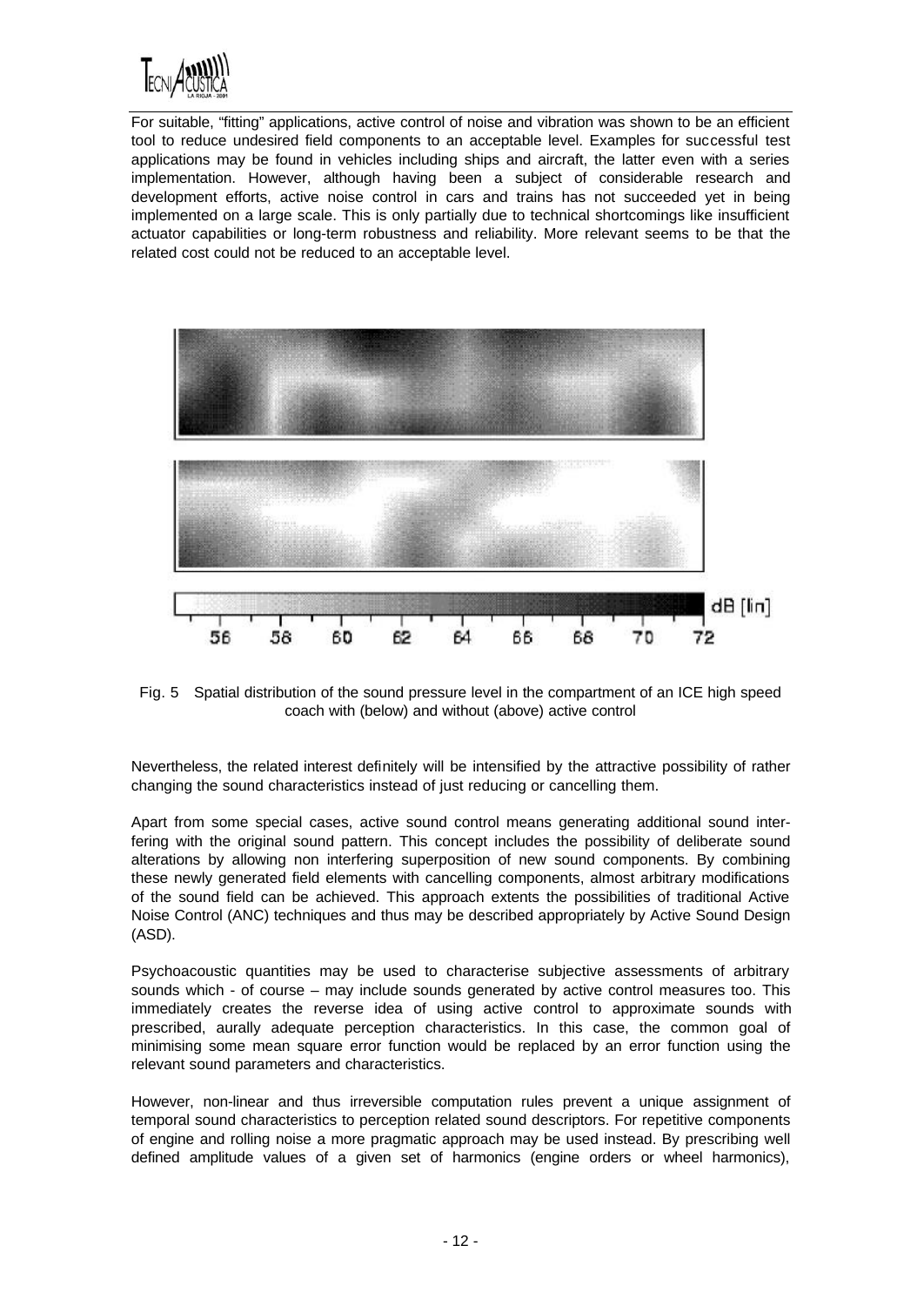For suitable, "fitting" applications, active control of noise and vibration was shown to be an efficient tool to reduce undesired field components to an acceptable level. Examples for successful test applications may be found in vehicles including ships and aircraft, the latter even with a series implementation. However, although having been a subject of considerable research and development efforts, active noise control in cars and trains has not succeeded yet in being implemented on a large scale. This is only partially due to technical shortcomings like insufficient actuator capabilities or long-term robustness and reliability. More relevant seems to be that the related cost could not be reduced to an acceptable level.

Fig. 5 Spatial distribution of the sound pressure level in the compartment of an ICE high speed coach with (below) and without (above) active control

Nevertheless, the related interest definitely will be intensified by the attractive possibility of rather changing the sound characteristics instead of just reducing or cancelling them.

Apart from some special cases, active sound control means generating additional sound interfering with the original sound pattern. This concept includes the possibility of deliberate sound alterations by allowing non interfering superposition of new sound components. By combining these newly generated field elements with cancelling components, almost arbitrary modifications of the sound field can be achieved. This approach extents the possibilities of traditional Active Noise Control (ANC) techniques and thus may be described appropriately by Active Sound Design (ASD).

Psychoacoustic quantities may be used to characterise subjective assessments of arbitrary sounds which - of course – may include sounds generated by active control measures too. This immediately creates the reverse idea of using active control to approximate sounds with prescribed, aurally adequate perception characteristics. In this case, the common goal of minimising some mean square error function would be replaced by an error function using the relevant sound parameters and characteristics.

However, non-linear and thus irreversible computation rules prevent a unique assignment of temporal sound characteristics to perception related sound descriptors. For repetitive components of engine and rolling noise a more pragmatic approach may be used instead. By prescribing well defined amplitude values of a given set of harmonics (engine orders or wheel harmonics),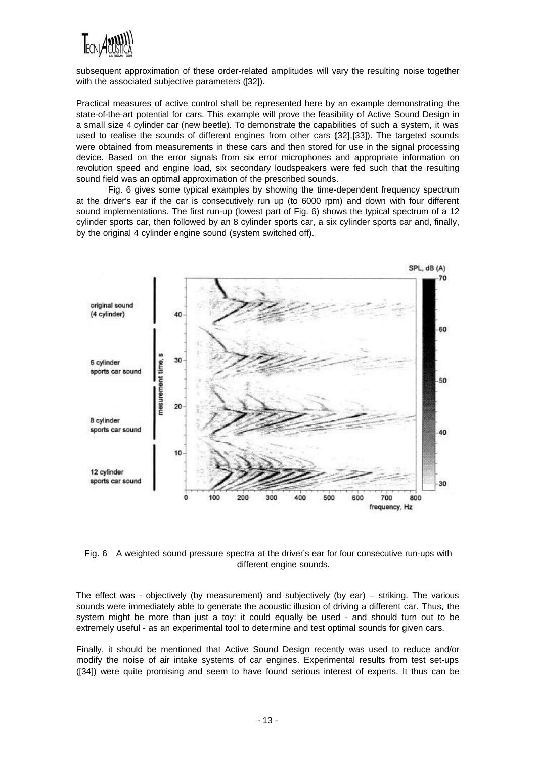subsequent approximation of these order-related amplitudes will vary the resulting noise together with the associated subjective parameters ([32]).

Practical measures of active control shall be represented here by an example demonstrating the state-of-the-art potential for cars. This example will prove the feasibility of Active Sound Design in a small size 4 cylinder car (new beetle). To demonstrate the capabilities of such a system, it was used to realise the sounds of different engines from other cars ([32],[33]). The targeted sounds were obtained from measurements in these cars and then stored for use in the signal processing device. Based on the error signals from six error microphones and appropriate information on revolution speed and engine load, six secondary loudspeakers were fed such that the resulting sound field was an optimal approximation of the prescribed sounds.

Fig. 6 gives some typical examples by showing the time-dependent frequency spectrum at the driver's ear if the car is consecutively run up (to 6000 rpm) and down with four different sound implementations. The first run-up (lowest part of Fig. 6) shows the typical spectrum of a 12 cylinder sports car, then followed by an 8 cylinder sports car, a six cylinder sports car and, finally, by the original 4 cylinder engine sound (system switched off).

Fig. 6 A weighted sound pressure spectra at the driver's ear for four consecutive run-ups with different engine sounds.

The effect was - objectively (by measurement) and subjectively (by ear) – striking. The various sounds were immediately able to generate the acoustic illusion of driving a different car. Thus, the system might be more than just a toy: it could equally be used - and should turn out to be extremely useful - as an experimental tool to determine and test optimal sounds for given cars.

Finally, it should be mentioned that Active Sound Design recently was used to reduce and/or modify the noise of air intake systems of car engines. Experimental results from test set-ups ([34]) were quite promising and seem to have found serious interest of experts. It thus can be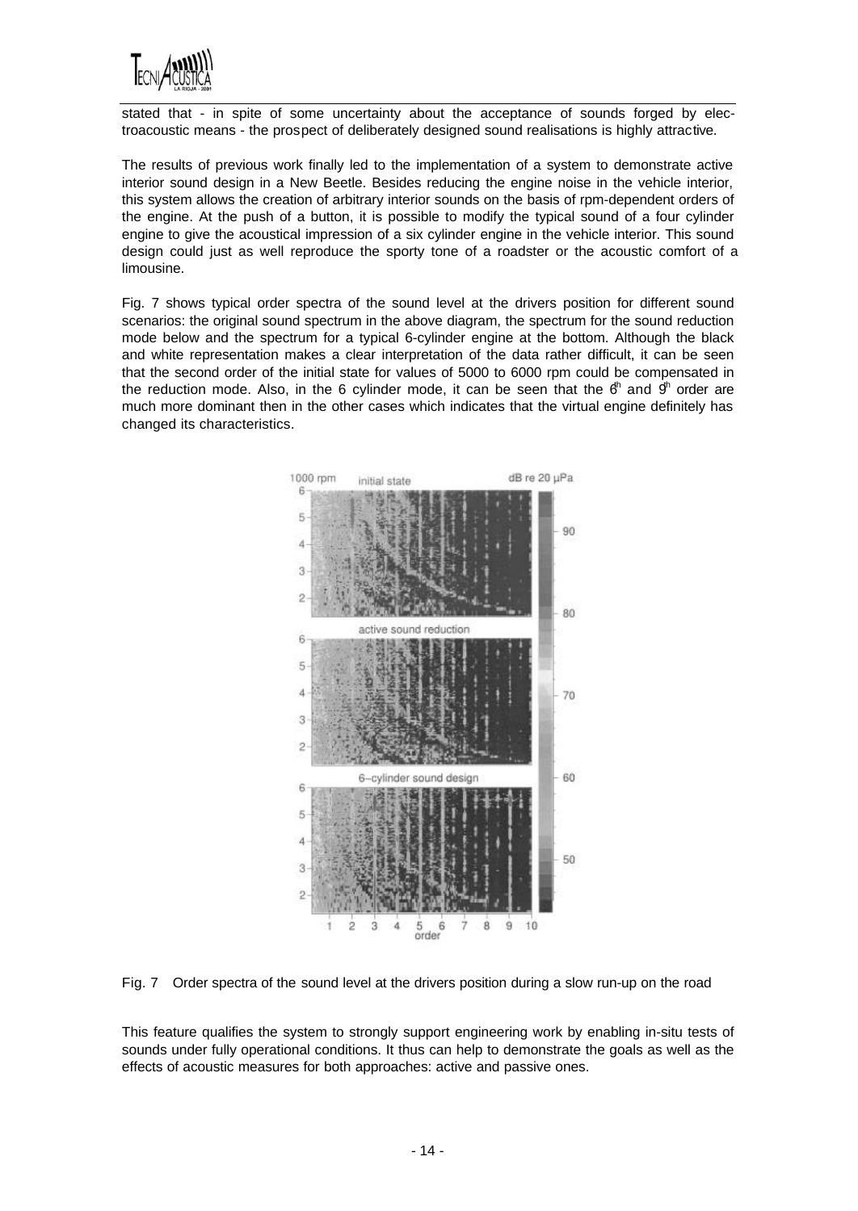stated that - in spite of some uncertainty about the acceptance of sounds forged by electroacoustic means - the prospect of deliberately designed sound realisations is highly attractive.

The results of previous work finally led to the implementation of a system to demonstrate active interior sound design in a New Beetle. Besides reducing the engine noise in the vehicle interior, this system allows the creation of arbitrary interior sounds on the basis of rpm-dependent orders of the engine. At the push of a button, it is possible to modify the typical sound of a four cylinder engine to give the acoustical impression of a six cylinder engine in the vehicle interior. This sound design could just as well reproduce the sporty tone of a roadster or the acoustic comfort of a limousine.

Fig. 7 shows typical order spectra of the sound level at the drivers position for different sound scenarios: the original sound spectrum in the above diagram, the spectrum for the sound reduction mode below and the spectrum for a typical 6-cylinder engine at the bottom. Although the black and white representation makes a clear interpretation of the data rather difficult, it can be seen that the second order of the initial state for values of 5000 to 6000 rpm could be compensated in the reduction mode. Also, in the 6 cylinder mode, it can be seen that the $6^{th}$ and $9^{th}$ order are much more dominant then in the other cases which indicates that the virtual engine definitely has changed its characteristics.

Fig. 7 Order spectra of the sound level at the drivers position during a slow run-up on the road

This feature qualifies the system to strongly support engineering work by enabling in-situ tests of sounds under fully operational conditions. It thus can help to demonstrate the goals as well as the effects of acoustic measures for both approaches: active and passive ones.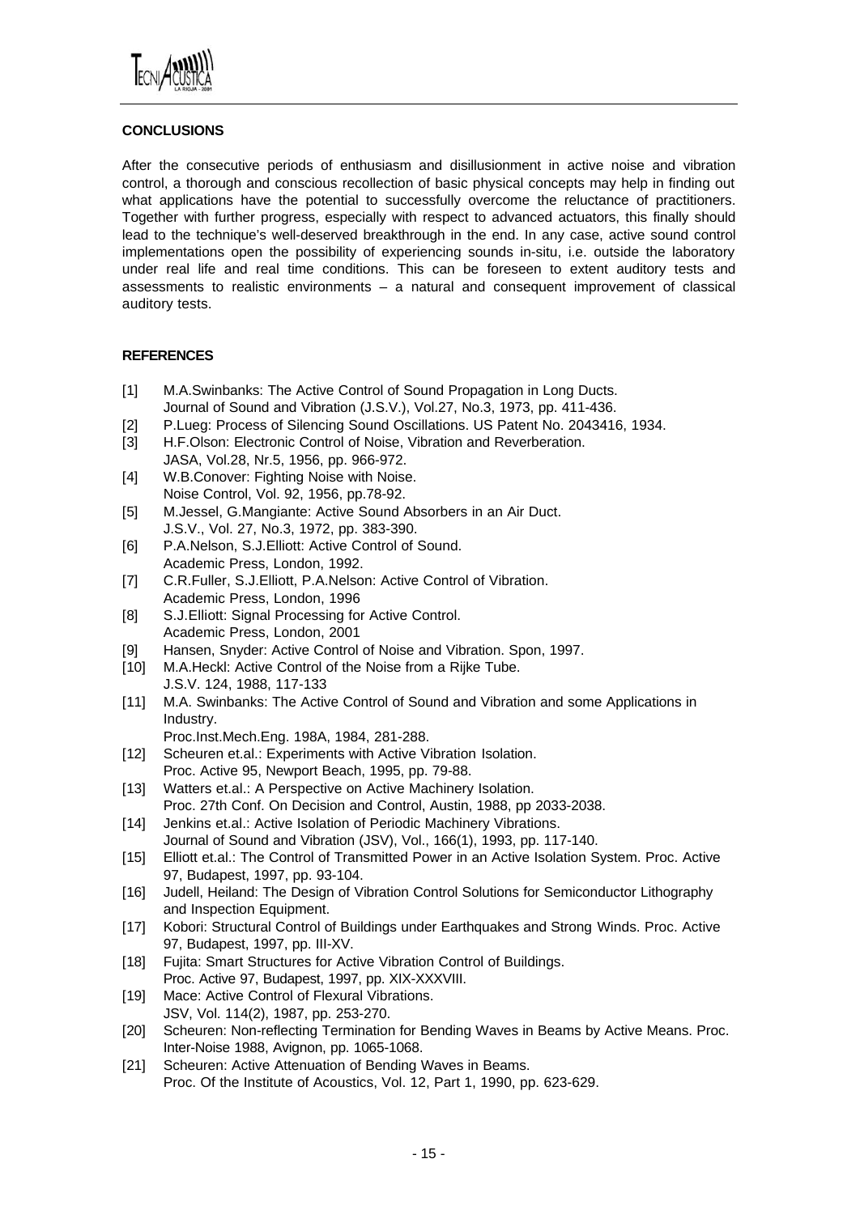## CONCLUSIONS

After the consecutive periods of enthusiasm and disillusionment in active noise and vibration control, a thorough and conscious recollection of basic physical concepts may help in finding out what applications have the potential to successfully overcome the reluctance of practitioners. Together with further progress, especially with respect to advanced actuators, this finally should lead to the technique's well-deserved breakthrough in the end. In any case, active sound control implementations open the possibility of experiencing sounds in-situ, i.e. outside the laboratory under real life and real time conditions. This can be foreseen to extent auditory tests and assessments to realistic environments – a natural and consequent improvement of classical auditory tests.

## REFERENCES

[1] M.A.Swinbanks: The Active Control of Sound Propagation in Long Ducts. Journal of Sound and Vibration (J.S.V.), Vol.27, No.3, 1973, pp. 411-436.

[2] P.Lueg: Process of Silencing Sound Oscillations. US Patent No. 2043416, 1934.

[3] H.F.Olson: Electronic Control of Noise, Vibration and Reverberation. JASA, Vol.28, Nr.5, 1956, pp. 966-972.

[4] W.B.Conover: Fighting Noise with Noise. Noise Control, Vol. 92, 1956, pp.78-92.

[5] M.Jessel, G.Mangiante: Active Sound Absorbers in an Air Duct. J.S.V., Vol. 27, No.3, 1972, pp. 383-390.

[6] P.A.Nelson, S.J.Elliott: Active Control of Sound. Academic Press, London, 1992.

[7] C.R.Fuller, S.J.Elliott, P.A.Nelson: Active Control of Vibration. Academic Press, London, 1996

[8] S.J.Elliott: Signal Processing for Active Control. Academic Press, London, 2001

[9] Hansen, Snyder: Active Control of Noise and Vibration. Spon, 1997.

[10] M.A.Heckl: Active Control of the Noise from a Rijke Tube. J.S.V. 124, 1988, 117-133

[11] M.A. Swinbanks: The Active Control of Sound and Vibration and some Applications in Industry. Proc.Inst.Mech.Eng. 198A, 1984, 281-288.

[12] Scheuren et.al.: Experiments with Active Vibration Isolation. Proc. Active 95, Newport Beach, 1995, pp. 79-88.

[13] Watters et.al.: A Perspective on Active Machinery Isolation. Proc. 27th Conf. On Decision and Control, Austin, 1988, pp 2033-2038.

[14] Jenkins et.al.: Active Isolation of Periodic Machinery Vibrations. Journal of Sound and Vibration (JSV), Vol., 166(1), 1993, pp. 117-140.

[15] Elliott et.al.: The Control of Transmitted Power in an Active Isolation System. Proc. Active 97, Budapest, 1997, pp. 93-104.

[16] Judell, Heiland: The Design of Vibration Control Solutions for Semiconductor Lithography and Inspection Equipment.

[17] Kobori: Structural Control of Buildings under Earthquakes and Strong Winds. Proc. Active 97, Budapest, 1997, pp. III-XV.

[18] Fujita: Smart Structures for Active Vibration Control of Buildings. Proc. Active 97, Budapest, 1997, pp. XIX-XXXVIII.

[19] Mace: Active Control of Flexural Vibrations. JSV, Vol. 114(2), 1987, pp. 253-270.

[20] Scheuren: Non-reflecting Termination for Bending Waves in Beams by Active Means. Proc. Inter-Noise 1988, Avignon, pp. 1065-1068.

[21] Scheuren: Active Attenuation of Bending Waves in Beams. Proc. Of the Institute of Acoustics, Vol. 12, Part 1, 1990, pp. 623-629.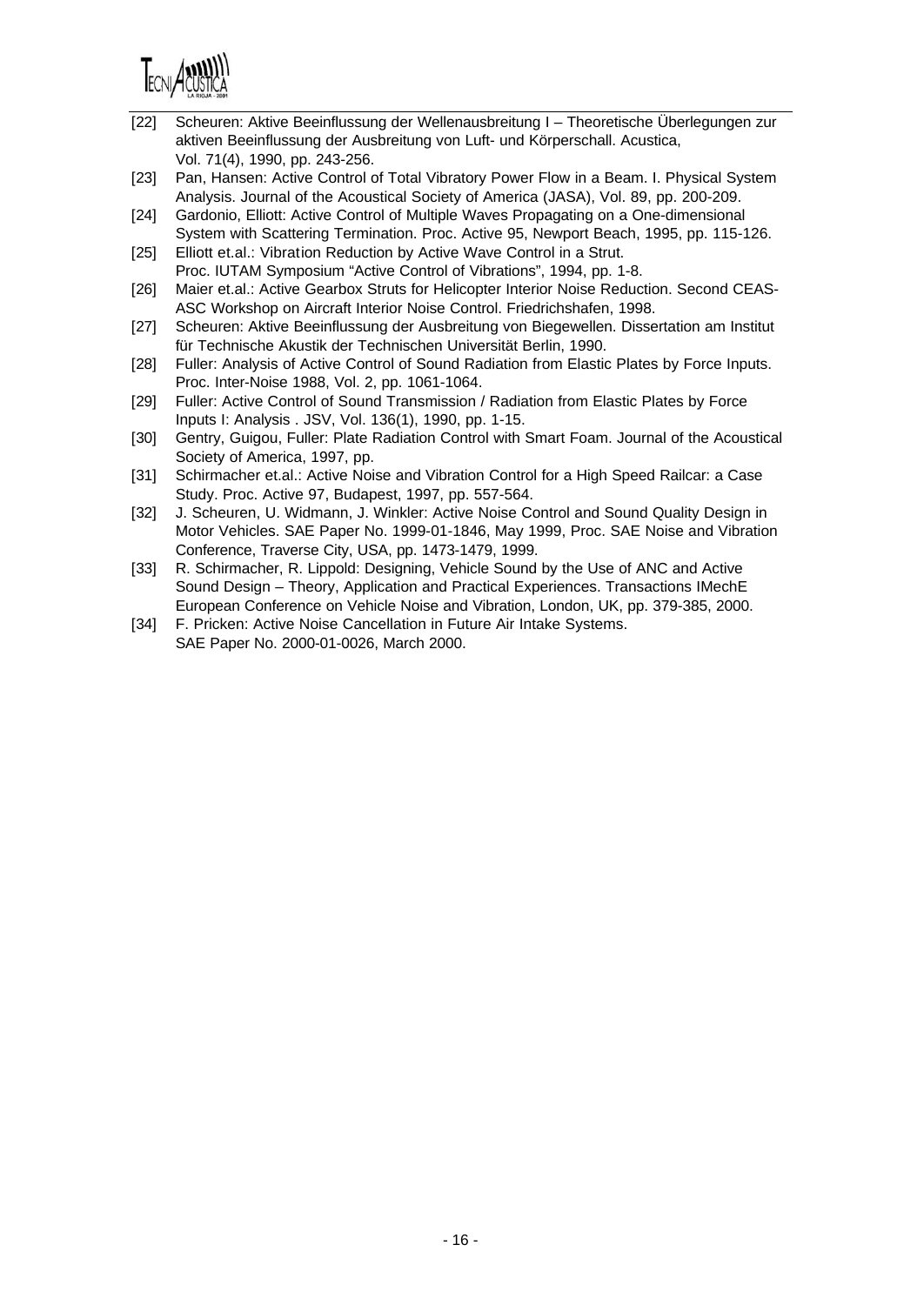[22] Scheuren: Aktive Beeinflussung der Wellenausbreitung I – Theoretische Überlegungen zur aktiven Beeinflussung der Ausbreitung von Luft- und Körperschall. Acustica, Vol. 71(4), 1990, pp. 243-256.

[23] Pan, Hansen: Active Control of Total Vibratory Power Flow in a Beam. I. Physical System Analysis. Journal of the Acoustical Society of America (JASA), Vol. 89, pp. 200-209.

[24] Gardonio, Elliott: Active Control of Multiple Waves Propagating on a One-dimensional System with Scattering Termination. Proc. Active 95, Newport Beach, 1995, pp. 115-126.

[25] Elliott et.al.: Vibration Reduction by Active Wave Control in a Strut. Proc. IUTAM Symposium "Active Control of Vibrations", 1994, pp. 1-8.

[26] Maier et.al.: Active Gearbox Struts for Helicopter Interior Noise Reduction. Second CEAS-ASC Workshop on Aircraft Interior Noise Control. Friedrichshafen, 1998.

[27] Scheuren: Aktive Beeinflussung der Ausbreitung von Biegewellen. Dissertation am Institut für Technische Akustik der Technischen Universität Berlin, 1990.

[28] Fuller: Analysis of Active Control of Sound Radiation from Elastic Plates by Force Inputs. Proc. Inter-Noise 1988, Vol. 2, pp. 1061-1064.

[29] Fuller: Active Control of Sound Transmission / Radiation from Elastic Plates by Force Inputs I: Analysis . JSV, Vol. 136(1), 1990, pp. 1-15.

[30] Gentry, Guigou, Fuller: Plate Radiation Control with Smart Foam. Journal of the Acoustical Society of America, 1997, pp.

[31] Schirmacher et.al.: Active Noise and Vibration Control for a High Speed Railcar: a Case Study. Proc. Active 97, Budapest, 1997, pp. 557-564.

[32] J. Scheuren, U. Widmann, J. Winkler: Active Noise Control and Sound Quality Design in Motor Vehicles. SAE Paper No. 1999-01-1846, May 1999, Proc. SAE Noise and Vibration Conference, Traverse City, USA, pp. 1473-1479, 1999.

[33] R. Schirmacher, R. Lippold: Designing, Vehicle Sound by the Use of ANC and Active Sound Design – Theory, Application and Practical Experiences. Transactions IMechE European Conference on Vehicle Noise and Vibration, London, UK, pp. 379-385, 2000.

[34] F. Pricken: Active Noise Cancellation in Future Air Intake Systems. SAE Paper No. 2000-01-0026, March 2000.